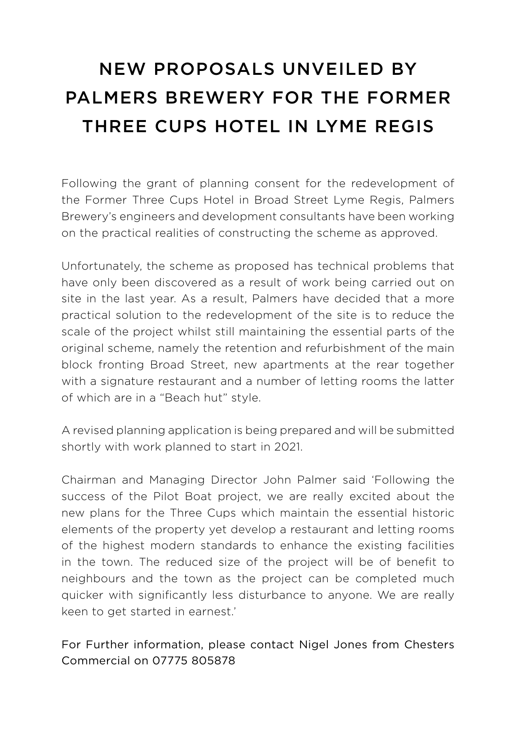# NEW PROPOSALS UNVEILED BY PALMERS BREWERY FOR THE FORMER THREE CUPS HOTEL IN LYME REGIS

Following the grant of planning consent for the redevelopment of the Former Three Cups Hotel in Broad Street Lyme Regis, Palmers Brewery's engineers and development consultants have been working on the practical realities of constructing the scheme as approved.

Unfortunately, the scheme as proposed has technical problems that have only been discovered as a result of work being carried out on site in the last year. As a result, Palmers have decided that a more practical solution to the redevelopment of the site is to reduce the scale of the project whilst still maintaining the essential parts of the original scheme, namely the retention and refurbishment of the main block fronting Broad Street, new apartments at the rear together with a signature restaurant and a number of letting rooms the latter of which are in a "Beach hut" style.

A revised planning application is being prepared and will be submitted shortly with work planned to start in 2021.

Chairman and Managing Director John Palmer said 'Following the success of the Pilot Boat project, we are really excited about the new plans for the Three Cups which maintain the essential historic elements of the property yet develop a restaurant and letting rooms of the highest modern standards to enhance the existing facilities in the town. The reduced size of the project will be of benefit to neighbours and the town as the project can be completed much quicker with significantly less disturbance to anyone. We are really keen to get started in earnest.'

For Further information, please contact Nigel Jones from Chesters Commercial on 07775 805878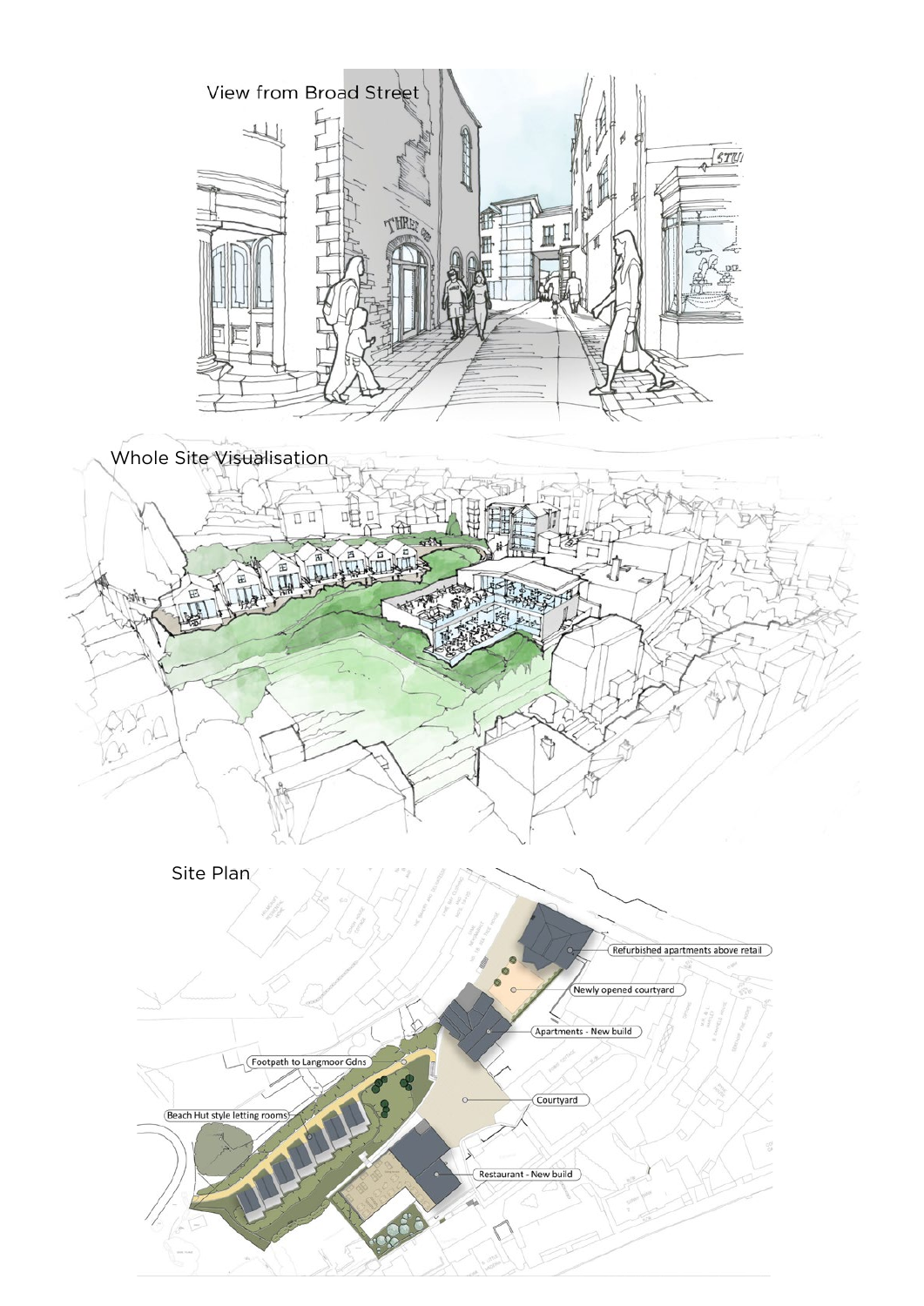View from Broad Street

Whole Site Visualisation

Site Plan

Refurbished apartments above retail

Newly opened courtyard

Apartments - New build

Footpath to Langmoor Gdns

Courtyard

Beach Hut style letting rooms

Restaurant - New build